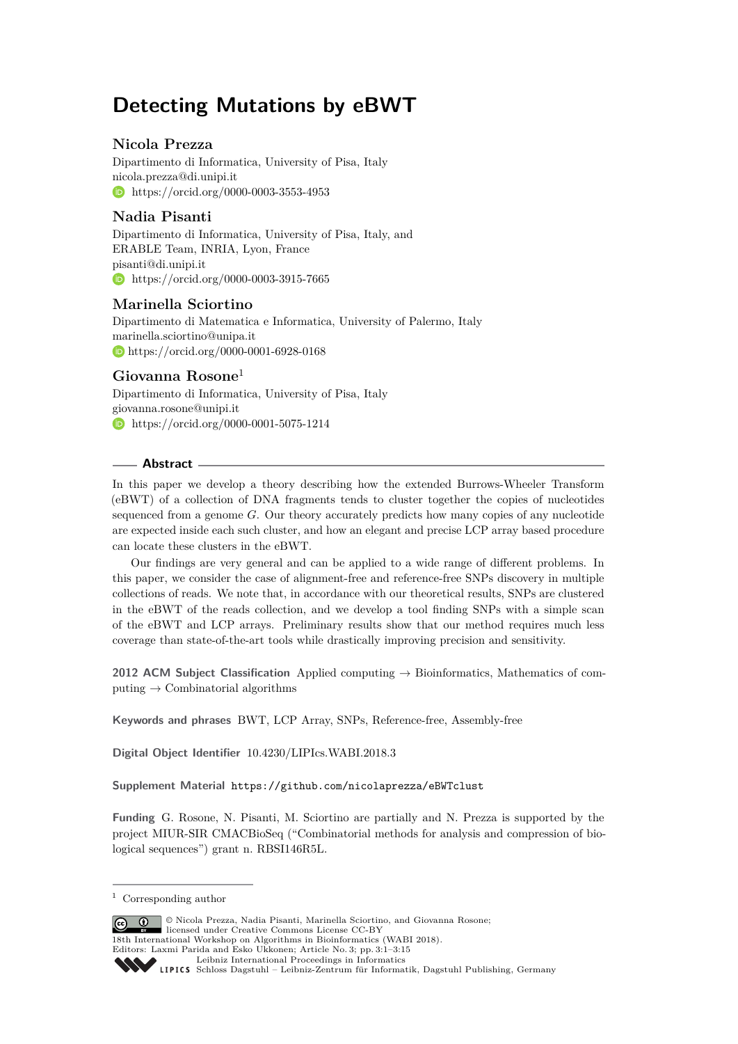# Detecting Mutations by eBWT

**Nicola Prezza**
Dipartimento di Informatica, University of Pisa, Italy
nicola.prezza@di.unipi.it
https://orcid.org/0000-0003-3553-4953

**Nadia Pisanti**
Dipartimento di Informatica, University of Pisa, Italy, and
ERABLE Team, INRIA, Lyon, France
pisanti@di.unipi.it
https://orcid.org/0000-0003-3915-7665

**Marinella Sciortino**
Dipartimento di Matematica e Informatica, University of Palermo, Italy
marinella.sciortino@unipa.it
https://orcid.org/0000-0001-6928-0168

**Giovanna Rosone**[1]
Dipartimento di Informatica, University of Pisa, Italy
giovanna.rosone@unipi.it
https://orcid.org/0000-0001-5075-1214

## Abstract

In this paper we develop a theory describing how the extended Burrows-Wheeler Transform (eBWT) of a collection of DNA fragments tends to cluster together the copies of nucleotides sequenced from a genome $G$. Our theory accurately predicts how many copies of any nucleotide are expected inside each such cluster, and how an elegant and precise LCP array based procedure can locate these clusters in the eBWT.

Our findings are very general and can be applied to a wide range of different problems. In this paper, we consider the case of alignment-free and reference-free SNPs discovery in multiple collections of reads. We note that, in accordance with our theoretical results, SNPs are clustered in the eBWT of the reads collection, and we develop a tool finding SNPs with a simple scan of the eBWT and LCP arrays. Preliminary results show that our method requires much less coverage than state-of-the-art tools while drastically improving precision and sensitivity.

**2012 ACM Subject Classification** Applied computing → Bioinformatics, Mathematics of computing → Combinatorial algorithms

**Keywords and phrases** BWT, LCP Array, SNPs, Reference-free, Assembly-free

**Digital Object Identifier** 10.4230/LIPIcs.WABI.2018.3

**Supplement Material** `https://github.com/nicolaprezza/eBWTclust`

**Funding** G. Rosone, N. Pisanti, M. Sciortino are partially and N. Prezza is supported by the project MIUR-SIR CMACBioSeq ("Combinatorial methods for analysis and compression of biological sequences") grant n. RBSI146R5L.

[1] Corresponding author

© Nicola Prezza, Nadia Pisanti, Marinella Sciortino, and Giovanna Rosone; licensed under Creative Commons License CC-BY
18th International Workshop on Algorithms in Bioinformatics (WABI 2018).
Editors: Laxmi Parida and Esko Ukkonen; Article No. 3; pp. 3:1–3:15
Leibniz International Proceedings in Informatics
Schloss Dagstuhl – Leibniz-Zentrum für Informatik, Dagstuhl Publishing, Germany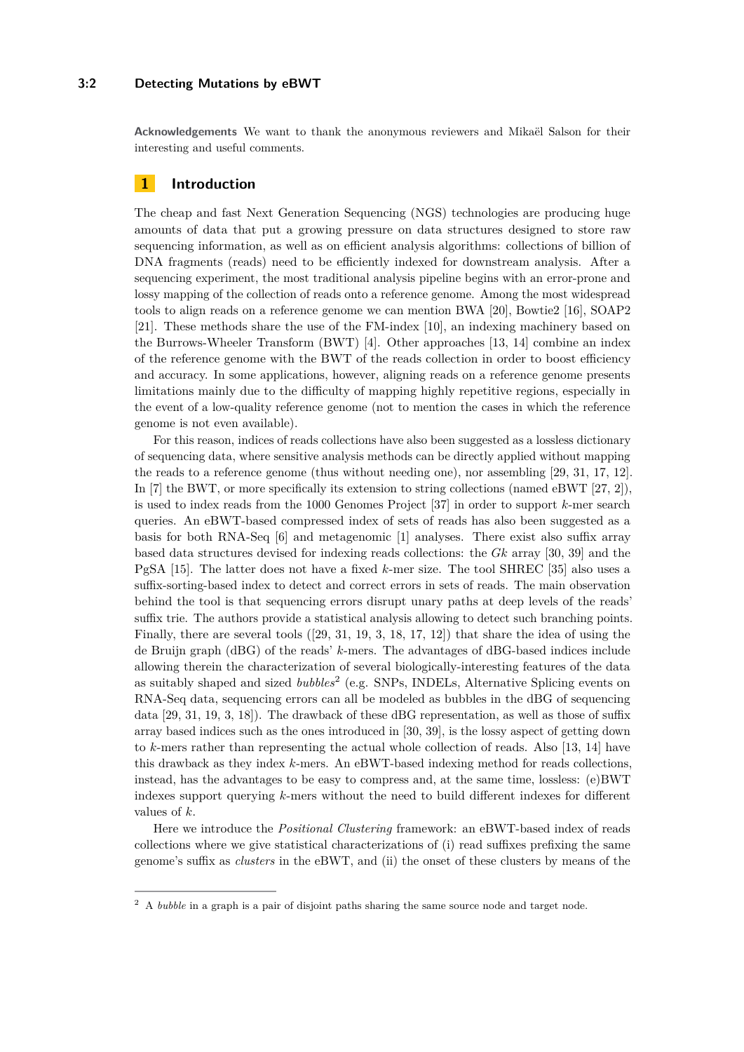**Acknowledgements** We want to thank the anonymous reviewers and Mikaël Salson for their interesting and useful comments.

## 1 Introduction

The cheap and fast Next Generation Sequencing (NGS) technologies are producing huge amounts of data that put a growing pressure on data structures designed to store raw sequencing information, as well as on efficient analysis algorithms: collections of billion of DNA fragments (reads) need to be efficiently indexed for downstream analysis. After a sequencing experiment, the most traditional analysis pipeline begins with an error-prone and lossy mapping of the collection of reads onto a reference genome. Among the most widespread tools to align reads on a reference genome we can mention BWA [20], Bowtie2 [16], SOAP2 [21]. These methods share the use of the FM-index [10], an indexing machinery based on the Burrows-Wheeler Transform (BWT) [4]. Other approaches [13, 14] combine an index of the reference genome with the BWT of the reads collection in order to boost efficiency and accuracy. In some applications, however, aligning reads on a reference genome presents limitations mainly due to the difficulty of mapping highly repetitive regions, especially in the event of a low-quality reference genome (not to mention the cases in which the reference genome is not even available).

For this reason, indices of reads collections have also been suggested as a lossless dictionary of sequencing data, where sensitive analysis methods can be directly applied without mapping the reads to a reference genome (thus without needing one), nor assembling [29, 31, 17, 12]. In [7] the BWT, or more specifically its extension to string collections (named eBWT [27, 2]), is used to index reads from the 1000 Genomes Project [37] in order to support $k$-mer search queries. An eBWT-based compressed index of sets of reads has also been suggested as a basis for both RNA-Seq [6] and metagenomic [1] analyses. There exist also suffix array based data structures devised for indexing reads collections: the $Gk$ array [30, 39] and the PgSA [15]. The latter does not have a fixed $k$-mer size. The tool SHREC [35] also uses a suffix-sorting-based index to detect and correct errors in sets of reads. The main observation behind the tool is that sequencing errors disrupt unary paths at deep levels of the reads' suffix trie. The authors provide a statistical analysis allowing to detect such branching points. Finally, there are several tools ([29, 31, 19, 3, 18, 17, 12]) that share the idea of using the de Bruijn graph (dBG) of the reads' $k$-mers. The advantages of dBG-based indices include allowing therein the characterization of several biologically-interesting features of the data as suitably shaped and sized *bubbles*[2] (e.g. SNPs, INDELs, Alternative Splicing events on RNA-Seq data, sequencing errors can all be modeled as bubbles in the dBG of sequencing data [29, 31, 19, 3, 18]). The drawback of these dBG representation, as well as those of suffix array based indices such as the ones introduced in [30, 39], is the lossy aspect of getting down to $k$-mers rather than representing the actual whole collection of reads. Also [13, 14] have this drawback as they index $k$-mers. An eBWT-based indexing method for reads collections, instead, has the advantages to be easy to compress and, at the same time, lossless: (e)BWT indexes support querying $k$-mers without the need to build different indexes for different values of $k$.

Here we introduce the *Positional Clustering* framework: an eBWT-based index of reads collections where we give statistical characterizations of (i) read suffixes prefixing the same genome's suffix as *clusters* in the eBWT, and (ii) the onset of these clusters by means of the

[2] A *bubble* in a graph is a pair of disjoint paths sharing the same source node and target node.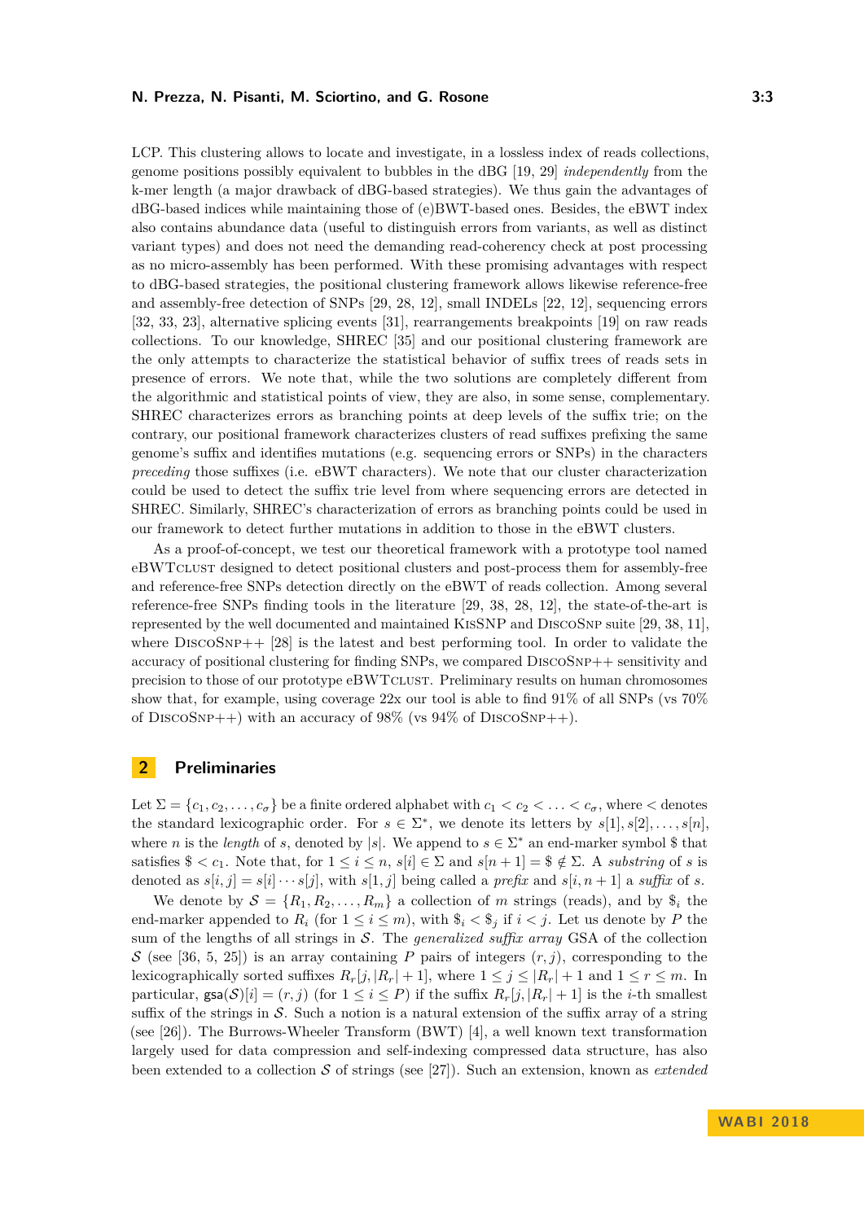LCP. This clustering allows to locate and investigate, in a lossless index of reads collections, genome positions possibly equivalent to bubbles in the dBG [19, 29] *independently* from the k-mer length (a major drawback of dBG-based strategies). We thus gain the advantages of dBG-based indices while maintaining those of (e)BWT-based ones. Besides, the eBWT index also contains abundance data (useful to distinguish errors from variants, as well as distinct variant types) and does not need the demanding read-coherency check at post processing as no micro-assembly has been performed. With these promising advantages with respect to dBG-based strategies, the positional clustering framework allows likewise reference-free and assembly-free detection of SNPs [29, 28, 12], small INDELs [22, 12], sequencing errors [32, 33, 23], alternative splicing events [31], rearrangements breakpoints [19] on raw reads collections. To our knowledge, SHREC [35] and our positional clustering framework are the only attempts to characterize the statistical behavior of suffix trees of reads sets in presence of errors. We note that, while the two solutions are completely different from the algorithmic and statistical points of view, they are also, in some sense, complementary. SHREC characterizes errors as branching points at deep levels of the suffix trie; on the contrary, our positional framework characterizes clusters of read suffixes prefixing the same genome's suffix and identifies mutations (e.g. sequencing errors or SNPs) in the characters *preceding* those suffixes (i.e. eBWT characters). We note that our cluster characterization could be used to detect the suffix trie level from where sequencing errors are detected in SHREC. Similarly, SHREC's characterization of errors as branching points could be used in our framework to detect further mutations in addition to those in the eBWT clusters.

As a proof-of-concept, we test our theoretical framework with a prototype tool named eBWTClust designed to detect positional clusters and post-process them for assembly-free and reference-free SNPs detection directly on the eBWT of reads collection. Among several reference-free SNPs finding tools in the literature [29, 38, 28, 12], the state-of-the-art is represented by the well documented and maintained KisSNP and DiscoSnp suite [29, 38, 11], where DiscoSnp++ [28] is the latest and best performing tool. In order to validate the accuracy of positional clustering for finding SNPs, we compared DiscoSnp++ sensitivity and precision to those of our prototype eBWTClust. Preliminary results on human chromosomes show that, for example, using coverage 22x our tool is able to find 91% of all SNPs (vs 70% of DiscoSnp++) with an accuracy of 98% (vs 94% of DiscoSnp++).

## 2 Preliminaries

Let $\Sigma = \{c_1, c_2, \ldots, c_\sigma\}$ be a finite ordered alphabet with $c_1 < c_2 < \ldots < c_\sigma$, where $<$ denotes the standard lexicographic order. For $s \in \Sigma^*$, we denote its letters by $s[1], s[2], \ldots, s[n]$, where $n$ is the *length* of $s$, denoted by $|s|$. We append to $s \in \Sigma^*$ an end-marker symbol \$ that satisfies $\$ < c_1$. Note that, for $1 \le i \le n$, $s[i] \in \Sigma$ and $s[n+1] = \$ \notin \Sigma$. A *substring* of $s$ is denoted as $s[i,j] = s[i] \cdots s[j]$, with $s[1,j]$ being called a *prefix* and $s[i, n+1]$ a *suffix* of $s$.

We denote by $\mathcal{S} = \{R_1, R_2, \ldots, R_m\}$ a collection of $m$ strings (reads), and by $\$_i$ the end-marker appended to $R_i$ (for $1 \le i \le m$), with $\$_i < \$_j$ if $i < j$. Let us denote by $P$ the sum of the lengths of all strings in $\mathcal{S}$. The *generalized suffix array* GSA of the collection $\mathcal{S}$ (see [36, 5, 25]) is an array containing $P$ pairs of integers $(r, j)$, corresponding to the lexicographically sorted suffixes $R_r[j, |R_r| + 1]$, where $1 \le j \le |R_r| + 1$ and $1 \le r \le m$. In particular, $\mathsf{gsa}(\mathcal{S})[i] = (r, j)$ (for $1 \le i \le P$) if the suffix $R_r[j, |R_r| + 1]$ is the $i$-th smallest suffix of the strings in $\mathcal{S}$. Such a notion is a natural extension of the suffix array of a string (see [26]). The Burrows-Wheeler Transform (BWT) [4], a well known text transformation largely used for data compression and self-indexing compressed data structure, has also been extended to a collection $\mathcal{S}$ of strings (see [27]). Such an extension, known as *extended*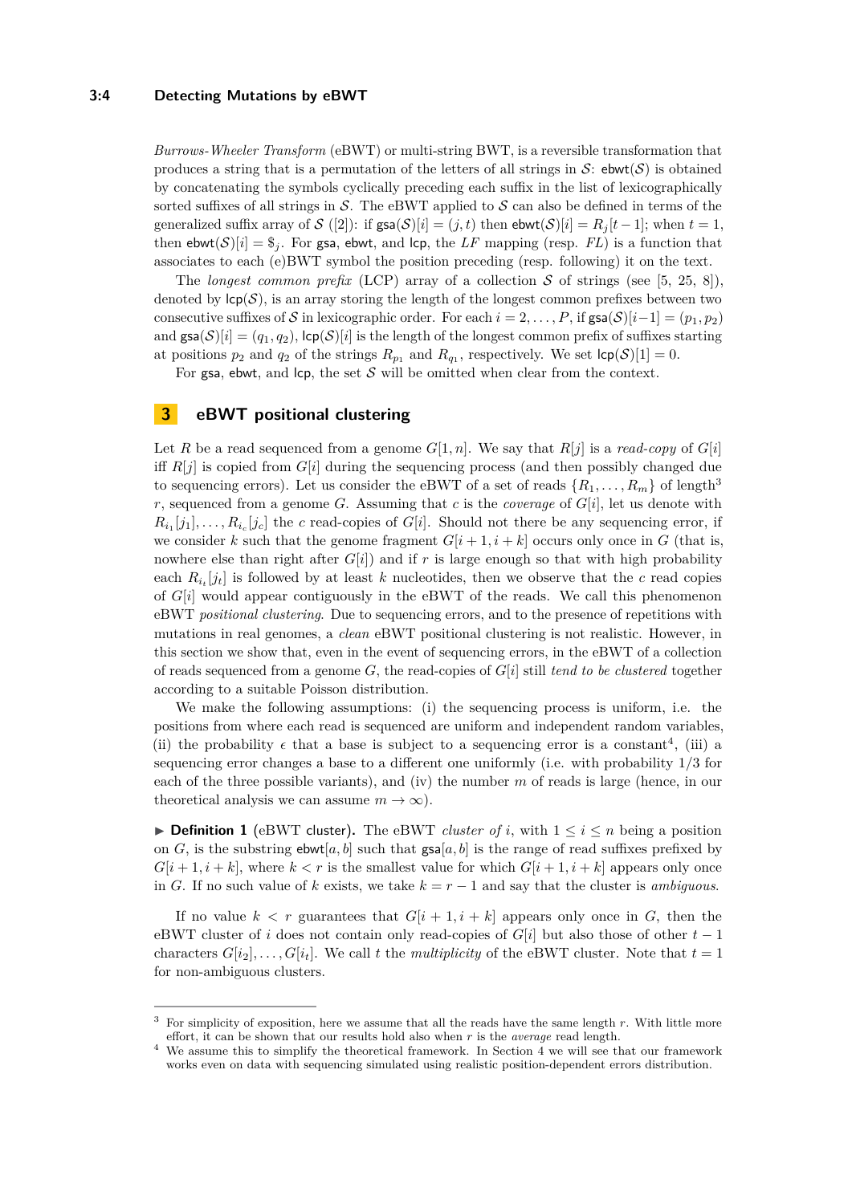*Burrows-Wheeler Transform* (eBWT) or multi-string BWT, is a reversible transformation that produces a string that is a permutation of the letters of all strings in $\mathcal{S}$: $\mathsf{ebwt}(\mathcal{S})$ is obtained by concatenating the symbols cyclically preceding each suffix in the list of lexicographically sorted suffixes of all strings in $\mathcal{S}$. The eBWT applied to $\mathcal{S}$ can also be defined in terms of the generalized suffix array of $\mathcal{S}$ ([2]): if $\mathsf{gsa}(\mathcal{S})[i] = (j, t)$ then $\mathsf{ebwt}(\mathcal{S})[i] = R_j[t-1]$; when $t = 1$, then $\mathsf{ebwt}(\mathcal{S})[i] = \$_j$. For $\mathsf{gsa}$, $\mathsf{ebwt}$, and $\mathsf{lcp}$, the *LF* mapping (resp. *FL*) is a function that associates to each (e)BWT symbol the position preceding (resp. following) it on the text.

The *longest common prefix* (LCP) array of a collection $\mathcal{S}$ of strings (see [5, 25, 8]), denoted by $\mathsf{lcp}(\mathcal{S})$, is an array storing the length of the longest common prefixes between two consecutive suffixes of $\mathcal{S}$ in lexicographic order. For each $i = 2, \ldots, P$, if $\mathsf{gsa}(\mathcal{S})[i-1] = (p_1, p_2)$ and $\mathsf{gsa}(\mathcal{S})[i] = (q_1, q_2)$, $\mathsf{lcp}(\mathcal{S})[i]$ is the length of the longest common prefix of suffixes starting at positions $p_2$ and $q_2$ of the strings $R_{p_1}$ and $R_{q_1}$, respectively. We set $\mathsf{lcp}(\mathcal{S})[1] = 0$.

For $\mathsf{gsa}$, $\mathsf{ebwt}$, and $\mathsf{lcp}$, the set $\mathcal{S}$ will be omitted when clear from the context.

## 3 eBWT positional clustering

Let $R$ be a read sequenced from a genome $G[1, n]$. We say that $R[j]$ is a *read-copy* of $G[i]$ iff $R[j]$ is copied from $G[i]$ during the sequencing process (and then possibly changed due to sequencing errors). Let us consider the eBWT of a set of reads $\{R_1, \ldots, R_m\}$ of length[3] $r$, sequenced from a genome $G$. Assuming that $c$ is the *coverage* of $G[i]$, let us denote with $R_{i_1}[j_1], \ldots, R_{i_c}[j_c]$ the $c$ read-copies of $G[i]$. Should not there be any sequencing error, if we consider $k$ such that the genome fragment $G[i+1, i+k]$ occurs only once in $G$ (that is, nowhere else than right after $G[i]$) and if $r$ is large enough so that with high probability each $R_{i_t}[j_t]$ is followed by at least $k$ nucleotides, then we observe that the $c$ read copies of $G[i]$ would appear contiguously in the eBWT of the reads. We call this phenomenon eBWT *positional clustering*. Due to sequencing errors, and to the presence of repetitions with mutations in real genomes, a *clean* eBWT positional clustering is not realistic. However, in this section we show that, even in the event of sequencing errors, in the eBWT of a collection of reads sequenced from a genome $G$, the read-copies of $G[i]$ still *tend to be clustered* together according to a suitable Poisson distribution.

We make the following assumptions: (i) the sequencing process is uniform, i.e. the positions from where each read is sequenced are uniform and independent random variables, (ii) the probability $\epsilon$ that a base is subject to a sequencing error is a constant[4], (iii) a sequencing error changes a base to a different one uniformly (i.e. with probability $1/3$ for each of the three possible variants), and (iv) the number $m$ of reads is large (hence, in our theoretical analysis we can assume $m \to \infty$).

▶ **Definition 1** (eBWT cluster). The eBWT *cluster of* $i$, with $1 \le i \le n$ being a position on $G$, is the substring $\mathsf{ebwt}[a, b]$ such that $\mathsf{gsa}[a, b]$ is the range of read suffixes prefixed by $G[i+1, i+k]$, where $k < r$ is the smallest value for which $G[i+1, i+k]$ appears only once in $G$. If no such value of $k$ exists, we take $k = r-1$ and say that the cluster is *ambiguous*.

If no value $k < r$ guarantees that $G[i+1, i+k]$ appears only once in $G$, then the eBWT cluster of $i$ does not contain only read-copies of $G[i]$ but also those of other $t-1$ characters $G[i_2], \ldots, G[i_t]$. We call $t$ the *multiplicity* of the eBWT cluster. Note that $t = 1$ for non-ambiguous clusters.

---

[3] For simplicity of exposition, here we assume that all the reads have the same length $r$. With little more effort, it can be shown that our results hold also when $r$ is the *average* read length.

[4] We assume this to simplify the theoretical framework. In Section 4 we will see that our framework works even on data with sequencing simulated using realistic position-dependent errors distribution.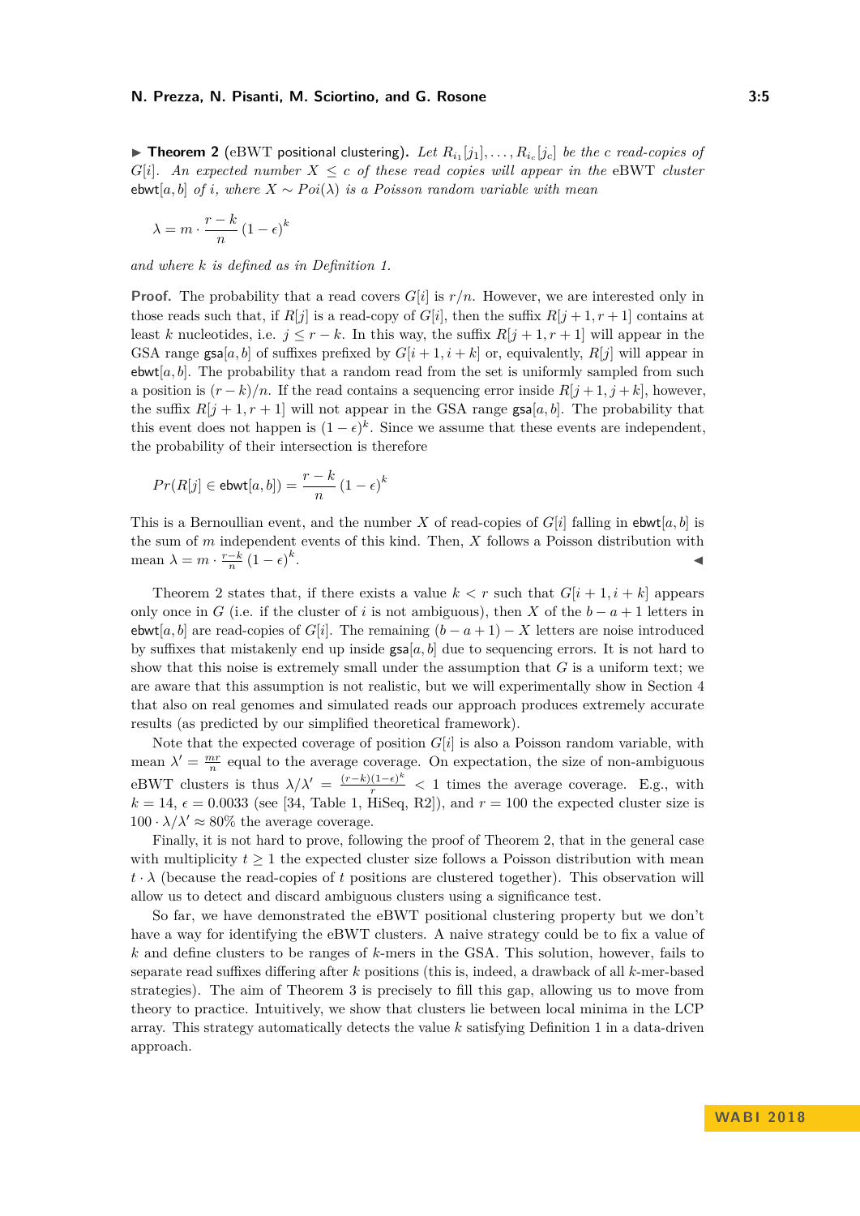▶ **Theorem 2** (eBWT positional clustering)**.** *Let $R_{i_1}[j_1], \ldots, R_{i_c}[j_c]$ be the $c$ read-copies of $G[i]$. An expected number $X \leq c$ of these read copies will appear in the* eBWT *cluster* $\mathsf{ebwt}[a,b]$ *of $i$, where $X \sim Poi(\lambda)$ is a Poisson random variable with mean*

$$\lambda = m \cdot \frac{r-k}{n} (1-\epsilon)^k$$

*and where $k$ is defined as in Definition 1.*

**Proof.** The probability that a read covers $G[i]$ is $r/n$. However, we are interested only in those reads such that, if $R[j]$ is a read-copy of $G[i]$, then the suffix $R[j+1, r+1]$ contains at least $k$ nucleotides, i.e. $j \leq r-k$. In this way, the suffix $R[j+1, r+1]$ will appear in the GSA range $\mathsf{gsa}[a,b]$ of suffixes prefixed by $G[i+1, i+k]$ or, equivalently, $R[j]$ will appear in $\mathsf{ebwt}[a,b]$. The probability that a random read from the set is uniformly sampled from such a position is $(r-k)/n$. If the read contains a sequencing error inside $R[j+1, j+k]$, however, the suffix $R[j+1, r+1]$ will not appear in the GSA range $\mathsf{gsa}[a,b]$. The probability that this event does not happen is $(1-\epsilon)^k$. Since we assume that these events are independent, the probability of their intersection is therefore

$$Pr(R[j] \in \mathsf{ebwt}[a,b]) = \frac{r-k}{n} (1-\epsilon)^k$$

This is a Bernoullian event, and the number $X$ of read-copies of $G[i]$ falling in $\mathsf{ebwt}[a,b]$ is the sum of $m$ independent events of this kind. Then, $X$ follows a Poisson distribution with mean $\lambda = m \cdot \frac{r-k}{n} (1-\epsilon)^k$. ◀

Theorem 2 states that, if there exists a value $k < r$ such that $G[i+1, i+k]$ appears only once in $G$ (i.e. if the cluster of $i$ is not ambiguous), then $X$ of the $b-a+1$ letters in $\mathsf{ebwt}[a,b]$ are read-copies of $G[i]$. The remaining $(b-a+1)-X$ letters are noise introduced by suffixes that mistakenly end up inside $\mathsf{gsa}[a,b]$ due to sequencing errors. It is not hard to show that this noise is extremely small under the assumption that $G$ is a uniform text; we are aware that this assumption is not realistic, but we will experimentally show in Section 4 that also on real genomes and simulated reads our approach produces extremely accurate results (as predicted by our simplified theoretical framework).

Note that the expected coverage of position $G[i]$ is also a Poisson random variable, with mean $\lambda' = \frac{mr}{n}$ equal to the average coverage. On expectation, the size of non-ambiguous eBWT clusters is thus $\lambda/\lambda' = \frac{(r-k)(1-\epsilon)^k}{r} < 1$ times the average coverage. E.g., with $k = 14$, $\epsilon = 0.0033$ (see [34, Table 1, HiSeq, R2]), and $r = 100$ the expected cluster size is $100 \cdot \lambda/\lambda' \approx 80\%$ the average coverage.

Finally, it is not hard to prove, following the proof of Theorem 2, that in the general case with multiplicity $t \geq 1$ the expected cluster size follows a Poisson distribution with mean $t \cdot \lambda$ (because the read-copies of $t$ positions are clustered together). This observation will allow us to detect and discard ambiguous clusters using a significance test.

So far, we have demonstrated the eBWT positional clustering property but we don't have a way for identifying the eBWT clusters. A naive strategy could be to fix a value of $k$ and define clusters to be ranges of $k$-mers in the GSA. This solution, however, fails to separate read suffixes differing after $k$ positions (this is, indeed, a drawback of all $k$-mer-based strategies). The aim of Theorem 3 is precisely to fill this gap, allowing us to move from theory to practice. Intuitively, we show that clusters lie between local minima in the LCP array. This strategy automatically detects the value $k$ satisfying Definition 1 in a data-driven approach.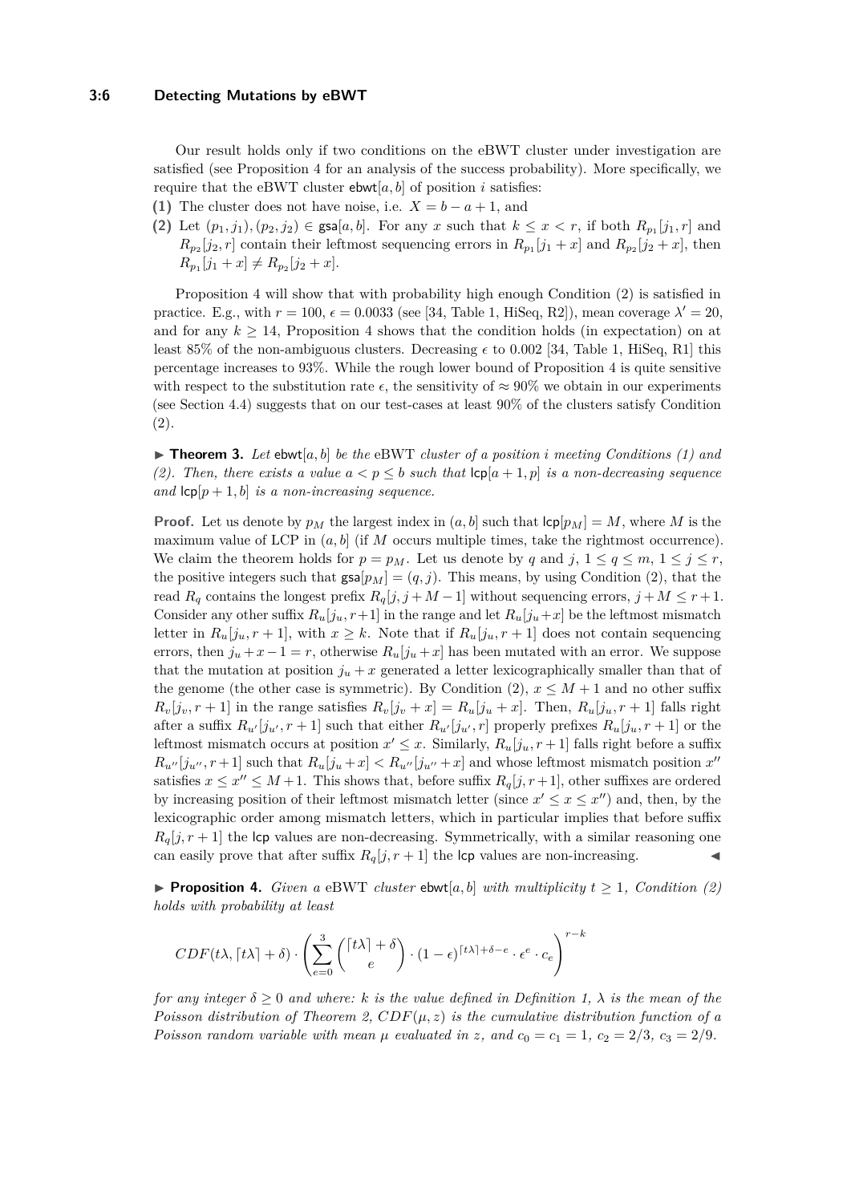Our result holds only if two conditions on the eBWT cluster under investigation are satisfied (see Proposition 4 for an analysis of the success probability). More specifically, we require that the eBWT cluster $\mathsf{ebwt}[a, b]$ of position $i$ satisfies:

**(1)** The cluster does not have noise, i.e. $X = b - a + 1$, and

**(2)** Let $(p_1, j_1), (p_2, j_2) \in \mathsf{gsa}[a, b]$. For any $x$ such that $k \leq x < r$, if both $R_{p_1}[j_1, r]$ and $R_{p_2}[j_2, r]$ contain their leftmost sequencing errors in $R_{p_1}[j_1 + x]$ and $R_{p_2}[j_2 + x]$, then $R_{p_1}[j_1 + x] \neq R_{p_2}[j_2 + x]$.

Proposition 4 will show that with probability high enough Condition (2) is satisfied in practice. E.g., with $r = 100$, $\epsilon = 0.0033$ (see [34, Table 1, HiSeq, R2]), mean coverage $\lambda' = 20$, and for any $k \geq 14$, Proposition 4 shows that the condition holds (in expectation) on at least 85% of the non-ambiguous clusters. Decreasing $\epsilon$ to 0.002 [34, Table 1, HiSeq, R1] this percentage increases to 93%. While the rough lower bound of Proposition 4 is quite sensitive with respect to the substitution rate $\epsilon$, the sensitivity of $\approx 90\%$ we obtain in our experiments (see Section 4.4) suggests that on our test-cases at least 90% of the clusters satisfy Condition (2).

▶ **Theorem 3.** *Let* $\mathsf{ebwt}[a, b]$ *be the* eBWT *cluster of a position* $i$ *meeting Conditions (1) and (2). Then, there exists a value* $a < p \leq b$ *such that* $\mathsf{lcp}[a + 1, p]$ *is a non-decreasing sequence and* $\mathsf{lcp}[p + 1, b]$ *is a non-increasing sequence.*

**Proof.** Let us denote by $p_M$ the largest index in $(a, b]$ such that $\mathsf{lcp}[p_M] = M$, where $M$ is the maximum value of LCP in $(a, b]$ (if $M$ occurs multiple times, take the rightmost occurrence). We claim the theorem holds for $p = p_M$. Let us denote by $q$ and $j$, $1 \leq q \leq m$, $1 \leq j \leq r$, the positive integers such that $\mathsf{gsa}[p_M] = (q, j)$. This means, by using Condition (2), that the read $R_q$ contains the longest prefix $R_q[j, j + M - 1]$ without sequencing errors, $j + M \leq r + 1$. Consider any other suffix $R_u[j_u, r+1]$ in the range and let $R_u[j_u+x]$ be the leftmost mismatch letter in $R_u[j_u, r + 1]$, with $x \geq k$. Note that if $R_u[j_u, r + 1]$ does not contain sequencing errors, then $j_u + x - 1 = r$, otherwise $R_u[j_u + x]$ has been mutated with an error. We suppose that the mutation at position $j_u + x$ generated a letter lexicographically smaller than that of the genome (the other case is symmetric). By Condition (2), $x \leq M + 1$ and no other suffix $R_v[j_v, r + 1]$ in the range satisfies $R_v[j_v + x] = R_u[j_u + x]$. Then, $R_u[j_u, r + 1]$ falls right after a suffix $R_{u'}[j_{u'}, r + 1]$ such that either $R_{u'}[j_{u'}, r]$ properly prefixes $R_u[j_u, r + 1]$ or the leftmost mismatch occurs at position $x' \leq x$. Similarly, $R_u[j_u, r + 1]$ falls right before a suffix $R_{u''}[j_{u''}, r+1]$ such that $R_u[j_u+x] < R_{u''}[j_{u''}+x]$ and whose leftmost mismatch position $x''$ satisfies $x \leq x'' \leq M+1$. This shows that, before suffix $R_q[j, r+1]$, other suffixes are ordered by increasing position of their leftmost mismatch letter (since $x' \leq x \leq x''$) and, then, by the lexicographic order among mismatch letters, which in particular implies that before suffix $R_q[j, r + 1]$ the $\mathsf{lcp}$ values are non-decreasing. Symmetrically, with a similar reasoning one can easily prove that after suffix $R_q[j, r + 1]$ the $\mathsf{lcp}$ values are non-increasing. ◀

▶ **Proposition 4.** *Given a* eBWT *cluster* $\mathsf{ebwt}[a, b]$ *with multiplicity* $t \geq 1$*, Condition (2) holds with probability at least*

$$CDF(t\lambda, \lceil t\lambda \rceil + \delta) \cdot \left( \sum_{e=0}^{3} \binom{\lceil t\lambda \rceil + \delta}{e} \cdot (1 - \epsilon)^{\lceil t\lambda \rceil + \delta - e} \cdot \epsilon^e \cdot c_e \right)^{r-k}$$

*for any integer* $\delta \geq 0$ *and where:* $k$ *is the value defined in Definition 1,* $\lambda$ *is the mean of the Poisson distribution of Theorem 2,* $CDF(\mu, z)$ *is the cumulative distribution function of a Poisson random variable with mean* $\mu$ *evaluated in* $z$*, and* $c_0 = c_1 = 1$*,* $c_2 = 2/3$*,* $c_3 = 2/9$*.*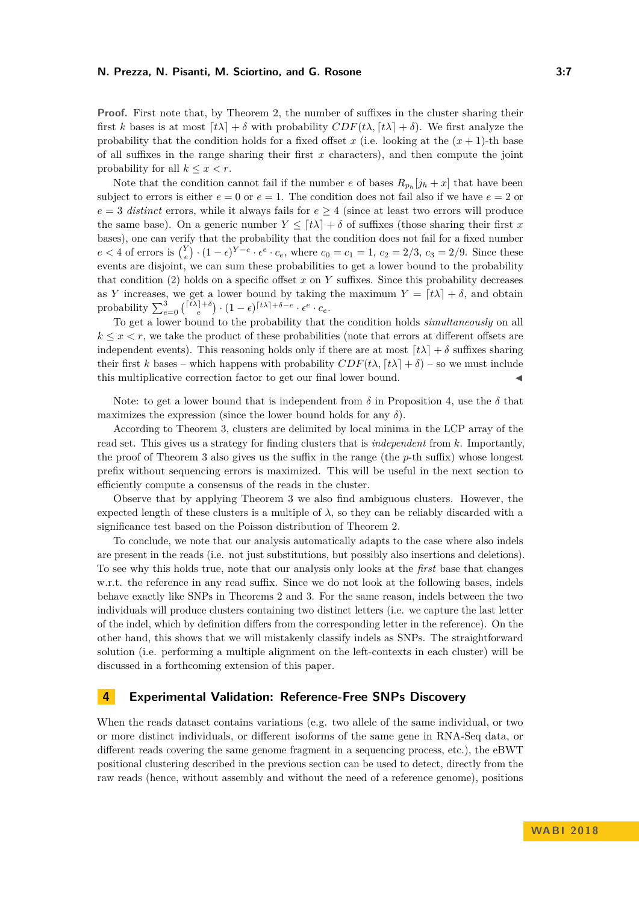**Proof.** First note that, by Theorem 2, the number of suffixes in the cluster sharing their first $k$ bases is at most $\lceil t\lambda \rceil + \delta$ with probability $CDF(t\lambda, \lceil t\lambda \rceil + \delta)$. We first analyze the probability that the condition holds for a fixed offset $x$ (i.e. looking at the $(x+1)$-th base of all suffixes in the range sharing their first $x$ characters), and then compute the joint probability for all $k \le x < r$.

Note that the condition cannot fail if the number $e$ of bases $R_{p_h}[j_h + x]$ that have been subject to errors is either $e = 0$ or $e = 1$. The condition does not fail also if we have $e = 2$ or $e = 3$ *distinct* errors, while it always fails for $e \ge 4$ (since at least two errors will produce the same base). On a generic number $Y \le \lceil t\lambda \rceil + \delta$ of suffixes (those sharing their first $x$ bases), one can verify that the probability that the condition does not fail for a fixed number $e < 4$ of errors is $\binom{Y}{e} \cdot (1-\epsilon)^{Y-e} \cdot \epsilon^e \cdot c_e$, where $c_0 = c_1 = 1$, $c_2 = 2/3$, $c_3 = 2/9$. Since these events are disjoint, we can sum these probabilities to get a lower bound to the probability that condition (2) holds on a specific offset $x$ on $Y$ suffixes. Since this probability decreases as $Y$ increases, we get a lower bound by taking the maximum $Y = \lceil t\lambda \rceil + \delta$, and obtain probability $\sum_{e=0}^{3} \binom{\lceil t\lambda \rceil + \delta}{e} \cdot (1-\epsilon)^{\lceil t\lambda \rceil + \delta - e} \cdot \epsilon^e \cdot c_e$.

To get a lower bound to the probability that the condition holds *simultaneously* on all $k \le x < r$, we take the product of these probabilities (note that errors at different offsets are independent events). This reasoning holds only if there are at most $\lceil t\lambda \rceil + \delta$ suffixes sharing their first $k$ bases – which happens with probability $CDF(t\lambda, \lceil t\lambda \rceil + \delta)$ – so we must include this multiplicative correction factor to get our final lower bound. ◀

Note: to get a lower bound that is independent from $\delta$ in Proposition 4, use the $\delta$ that maximizes the expression (since the lower bound holds for any $\delta$).

According to Theorem 3, clusters are delimited by local minima in the LCP array of the read set. This gives us a strategy for finding clusters that is *independent* from $k$. Importantly, the proof of Theorem 3 also gives us the suffix in the range (the $p$-th suffix) whose longest prefix without sequencing errors is maximized. This will be useful in the next section to efficiently compute a consensus of the reads in the cluster.

Observe that by applying Theorem 3 we also find ambiguous clusters. However, the expected length of these clusters is a multiple of $\lambda$, so they can be reliably discarded with a significance test based on the Poisson distribution of Theorem 2.

To conclude, we note that our analysis automatically adapts to the case where also indels are present in the reads (i.e. not just substitutions, but possibly also insertions and deletions). To see why this holds true, note that our analysis only looks at the *first* base that changes w.r.t. the reference in any read suffix. Since we do not look at the following bases, indels behave exactly like SNPs in Theorems 2 and 3. For the same reason, indels between the two individuals will produce clusters containing two distinct letters (i.e. we capture the last letter of the indel, which by definition differs from the corresponding letter in the reference). On the other hand, this shows that we will mistakenly classify indels as SNPs. The straightforward solution (i.e. performing a multiple alignment on the left-contexts in each cluster) will be discussed in a forthcoming extension of this paper.

## 4 Experimental Validation: Reference-Free SNPs Discovery

When the reads dataset contains variations (e.g. two allele of the same individual, or two or more distinct individuals, or different isoforms of the same gene in RNA-Seq data, or different reads covering the same genome fragment in a sequencing process, etc.), the eBWT positional clustering described in the previous section can be used to detect, directly from the raw reads (hence, without assembly and without the need of a reference genome), positions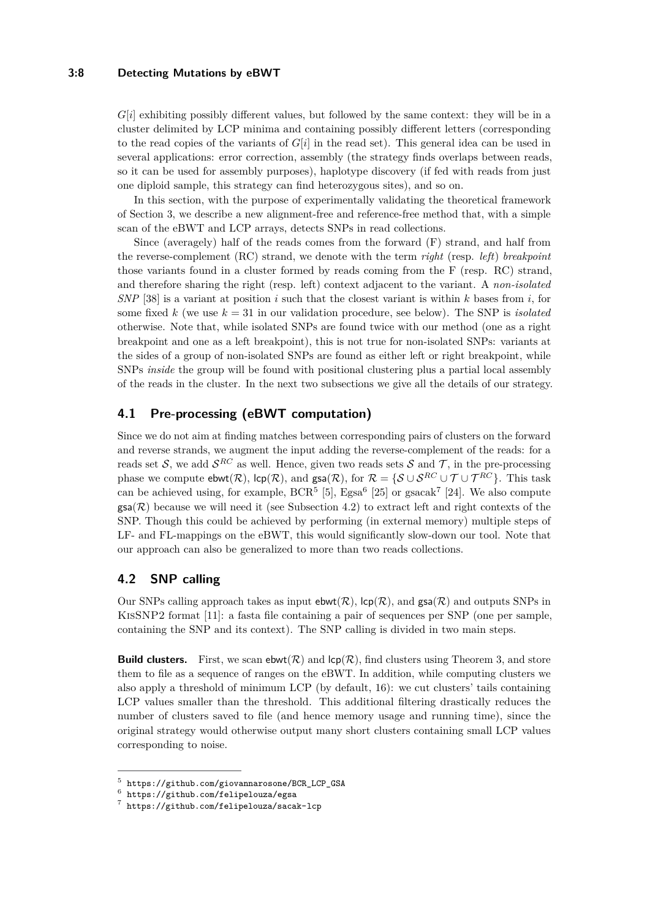$G[i]$ exhibiting possibly different values, but followed by the same context: they will be in a cluster delimited by LCP minima and containing possibly different letters (corresponding to the read copies of the variants of $G[i]$ in the read set). This general idea can be used in several applications: error correction, assembly (the strategy finds overlaps between reads, so it can be used for assembly purposes), haplotype discovery (if fed with reads from just one diploid sample, this strategy can find heterozygous sites), and so on.

In this section, with the purpose of experimentally validating the theoretical framework of Section 3, we describe a new alignment-free and reference-free method that, with a simple scan of the eBWT and LCP arrays, detects SNPs in read collections.

Since (averagely) half of the reads comes from the forward (F) strand, and half from the reverse-complement (RC) strand, we denote with the term *right* (resp. *left*) *breakpoint* those variants found in a cluster formed by reads coming from the F (resp. RC) strand, and therefore sharing the right (resp. left) context adjacent to the variant. A *non-isolated SNP* [38] is a variant at position $i$ such that the closest variant is within $k$ bases from $i$, for some fixed $k$ (we use $k = 31$ in our validation procedure, see below). The SNP is *isolated* otherwise. Note that, while isolated SNPs are found twice with our method (one as a right breakpoint and one as a left breakpoint), this is not true for non-isolated SNPs: variants at the sides of a group of non-isolated SNPs are found as either left or right breakpoint, while SNPs *inside* the group will be found with positional clustering plus a partial local assembly of the reads in the cluster. In the next two subsections we give all the details of our strategy.

## 4.1 Pre-processing (eBWT computation)

Since we do not aim at finding matches between corresponding pairs of clusters on the forward and reverse strands, we augment the input adding the reverse-complement of the reads: for a reads set $\mathcal{S}$, we add $\mathcal{S}^{RC}$ as well. Hence, given two reads sets $\mathcal{S}$ and $\mathcal{T}$, in the pre-processing phase we compute $\mathsf{ebwt}(\mathcal{R})$, $\mathsf{lcp}(\mathcal{R})$, and $\mathsf{gsa}(\mathcal{R})$, for $\mathcal{R} = \{\mathcal{S} \cup \mathcal{S}^{RC} \cup \mathcal{T} \cup \mathcal{T}^{RC}\}$. This task can be achieved using, for example, BCR[5] [5], Egsa[6] [25] or gsacak[7] [24]. We also compute $\mathsf{gsa}(\mathcal{R})$ because we will need it (see Subsection 4.2) to extract left and right contexts of the SNP. Though this could be achieved by performing (in external memory) multiple steps of LF- and FL-mappings on the eBWT, this would significantly slow-down our tool. Note that our approach can also be generalized to more than two reads collections.

## 4.2 SNP calling

Our SNPs calling approach takes as input $\mathsf{ebwt}(\mathcal{R})$, $\mathsf{lcp}(\mathcal{R})$, and $\mathsf{gsa}(\mathcal{R})$ and outputs SNPs in KisSNP2 format [11]: a fasta file containing a pair of sequences per SNP (one per sample, containing the SNP and its context). The SNP calling is divided in two main steps.

**Build clusters.** First, we scan $\mathsf{ebwt}(\mathcal{R})$ and $\mathsf{lcp}(\mathcal{R})$, find clusters using Theorem 3, and store them to file as a sequence of ranges on the eBWT. In addition, while computing clusters we also apply a threshold of minimum LCP (by default, 16): we cut clusters' tails containing LCP values smaller than the threshold. This additional filtering drastically reduces the number of clusters saved to file (and hence memory usage and running time), since the original strategy would otherwise output many short clusters containing small LCP values corresponding to noise.

---

[5] https://github.com/giovannarosone/BCR_LCP_GSA

[6] https://github.com/felipelouza/egsa

[7] https://github.com/felipelouza/sacak-lcp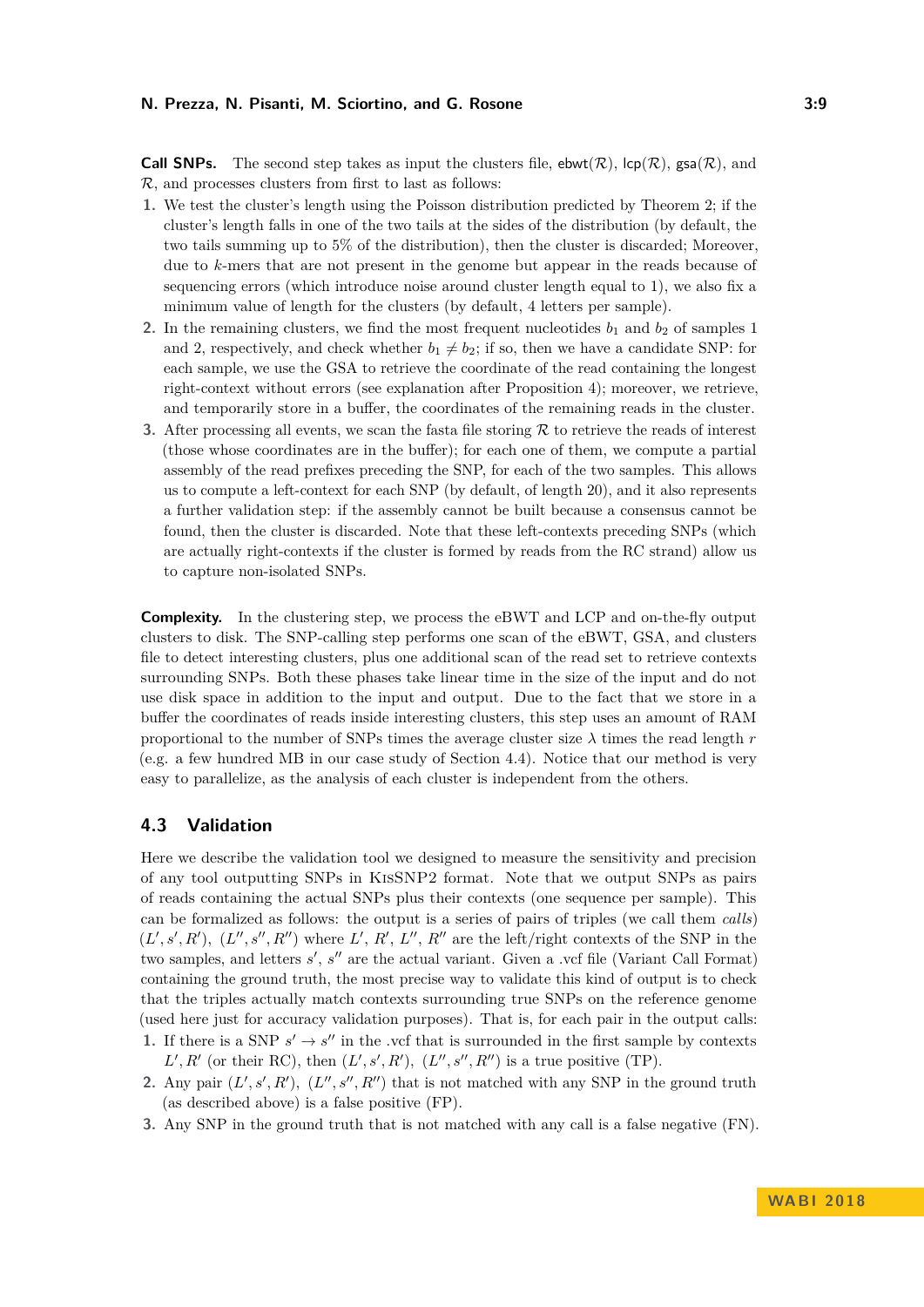**Call SNPs.** The second step takes as input the clusters file, $\mathsf{ebwt}(\mathcal{R})$, $\mathsf{lcp}(\mathcal{R})$, $\mathsf{gsa}(\mathcal{R})$, and $\mathcal{R}$, and processes clusters from first to last as follows:

1. We test the cluster's length using the Poisson distribution predicted by Theorem 2; if the cluster's length falls in one of the two tails at the sides of the distribution (by default, the two tails summing up to 5% of the distribution), then the cluster is discarded; Moreover, due to $k$-mers that are not present in the genome but appear in the reads because of sequencing errors (which introduce noise around cluster length equal to 1), we also fix a minimum value of length for the clusters (by default, 4 letters per sample).
2. In the remaining clusters, we find the most frequent nucleotides $b_1$ and $b_2$ of samples 1 and 2, respectively, and check whether $b_1 \neq b_2$; if so, then we have a candidate SNP: for each sample, we use the GSA to retrieve the coordinate of the read containing the longest right-context without errors (see explanation after Proposition 4); moreover, we retrieve, and temporarily store in a buffer, the coordinates of the remaining reads in the cluster.
3. After processing all events, we scan the fasta file storing $\mathcal{R}$ to retrieve the reads of interest (those whose coordinates are in the buffer); for each one of them, we compute a partial assembly of the read prefixes preceding the SNP, for each of the two samples. This allows us to compute a left-context for each SNP (by default, of length 20), and it also represents a further validation step: if the assembly cannot be built because a consensus cannot be found, then the cluster is discarded. Note that these left-contexts preceding SNPs (which are actually right-contexts if the cluster is formed by reads from the RC strand) allow us to capture non-isolated SNPs.

**Complexity.** In the clustering step, we process the eBWT and LCP and on-the-fly output clusters to disk. The SNP-calling step performs one scan of the eBWT, GSA, and clusters file to detect interesting clusters, plus one additional scan of the read set to retrieve contexts surrounding SNPs. Both these phases take linear time in the size of the input and do not use disk space in addition to the input and output. Due to the fact that we store in a buffer the coordinates of reads inside interesting clusters, this step uses an amount of RAM proportional to the number of SNPs times the average cluster size $\lambda$ times the read length $r$ (e.g. a few hundred MB in our case study of Section 4.4). Notice that our method is very easy to parallelize, as the analysis of each cluster is independent from the others.

## 4.3 Validation

Here we describe the validation tool we designed to measure the sensitivity and precision of any tool outputting SNPs in KisSNP2 format. Note that we output SNPs as pairs of reads containing the actual SNPs plus their contexts (one sequence per sample). This can be formalized as follows: the output is a series of pairs of triples (we call them *calls*) $(L', s', R')$, $(L'', s'', R'')$ where $L'$, $R'$, $L''$, $R''$ are the left/right contexts of the SNP in the two samples, and letters $s'$, $s''$ are the actual variant. Given a .vcf file (Variant Call Format) containing the ground truth, the most precise way to validate this kind of output is to check that the triples actually match contexts surrounding true SNPs on the reference genome (used here just for accuracy validation purposes). That is, for each pair in the output calls:

1. If there is a SNP $s' \rightarrow s''$ in the .vcf that is surrounded in the first sample by contexts $L', R'$ (or their RC), then $(L', s', R')$, $(L'', s'', R'')$ is a true positive (TP).
2. Any pair $(L', s', R')$, $(L'', s'', R'')$ that is not matched with any SNP in the ground truth (as described above) is a false positive (FP).
3. Any SNP in the ground truth that is not matched with any call is a false negative (FN).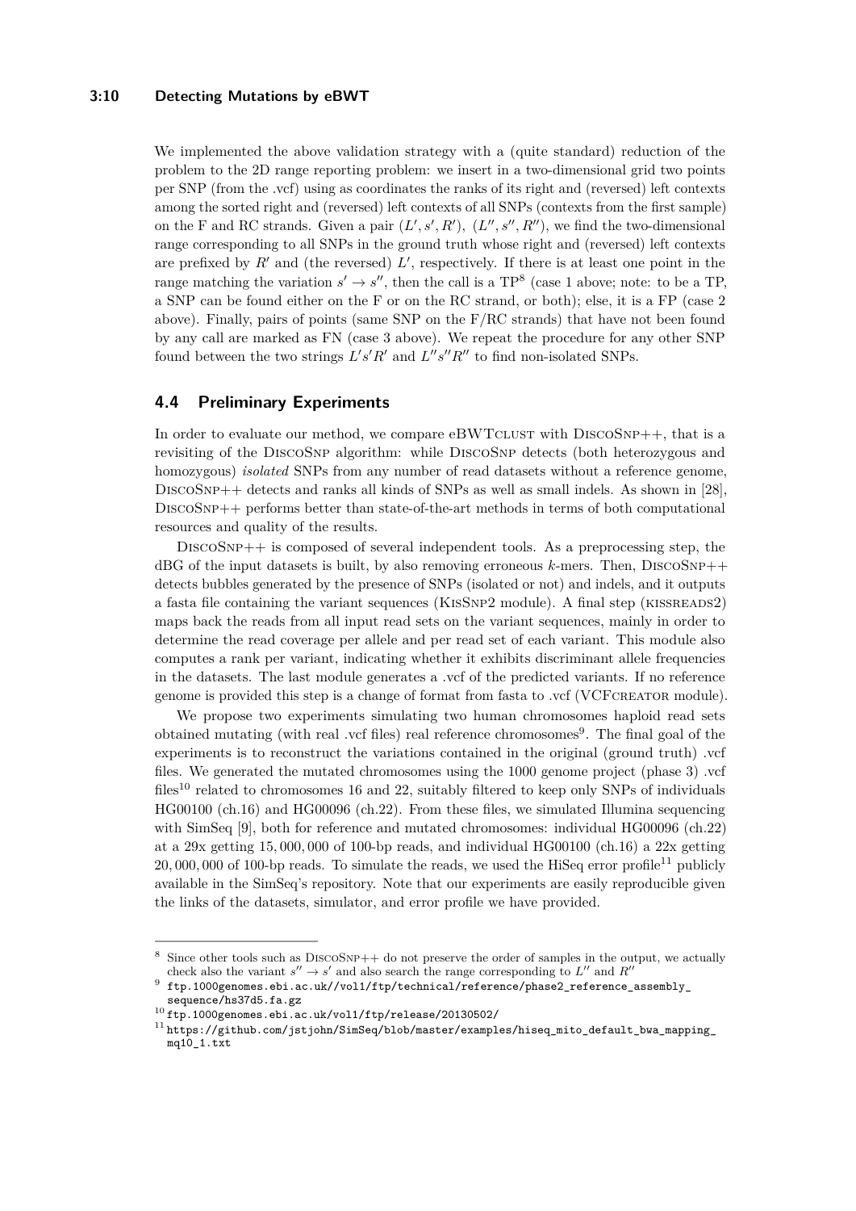We implemented the above validation strategy with a (quite standard) reduction of the problem to the 2D range reporting problem: we insert in a two-dimensional grid two points per SNP (from the .vcf) using as coordinates the ranks of its right and (reversed) left contexts among the sorted right and (reversed) left contexts of all SNPs (contexts from the first sample) on the F and RC strands. Given a pair $(L', s', R')$, $(L'', s'', R'')$, we find the two-dimensional range corresponding to all SNPs in the ground truth whose right and (reversed) left contexts are prefixed by $R'$ and (the reversed) $L'$, respectively. If there is at least one point in the range matching the variation $s' \rightarrow s''$, then the call is a TP[8] (case 1 above; note: to be a TP, a SNP can be found either on the F or on the RC strand, or both); else, it is a FP (case 2 above). Finally, pairs of points (same SNP on the F/RC strands) that have not been found by any call are marked as FN (case 3 above). We repeat the procedure for any other SNP found between the two strings $L's'R'$ and $L''s''R''$ to find non-isolated SNPs.

## 4.4 Preliminary Experiments

In order to evaluate our method, we compare eBWTCLUST with DISCOSNP++, that is a revisiting of the DISCOSNP algorithm: while DISCOSNP detects (both heterozygous and homozygous) *isolated* SNPs from any number of read datasets without a reference genome, DISCOSNP++ detects and ranks all kinds of SNPs as well as small indels. As shown in [28], DISCOSNP++ performs better than state-of-the-art methods in terms of both computational resources and quality of the results.

DISCOSNP++ is composed of several independent tools. As a preprocessing step, the dBG of the input datasets is built, by also removing erroneous $k$-mers. Then, DISCOSNP++ detects bubbles generated by the presence of SNPs (isolated or not) and indels, and it outputs a fasta file containing the variant sequences (KISSNP2 module). A final step (KISSREADS2) maps back the reads from all input read sets on the variant sequences, mainly in order to determine the read coverage per allele and per read set of each variant. This module also computes a rank per variant, indicating whether it exhibits discriminant allele frequencies in the datasets. The last module generates a .vcf of the predicted variants. If no reference genome is provided this step is a change of format from fasta to .vcf (VCFCREATOR module).

We propose two experiments simulating two human chromosomes haploid read sets obtained mutating (with real .vcf files) real reference chromosomes[9]. The final goal of the experiments is to reconstruct the variations contained in the original (ground truth) .vcf files. We generated the mutated chromosomes using the 1000 genome project (phase 3) .vcf files[10] related to chromosomes 16 and 22, suitably filtered to keep only SNPs of individuals HG00100 (ch.16) and HG00096 (ch.22). From these files, we simulated Illumina sequencing with SimSeq [9], both for reference and mutated chromosomes: individual HG00096 (ch.22) at a 29x getting $15,000,000$ of 100-bp reads, and individual HG00100 (ch.16) a 22x getting $20,000,000$ of 100-bp reads. To simulate the reads, we used the HiSeq error profile[11] publicly available in the SimSeq's repository. Note that our experiments are easily reproducible given the links of the datasets, simulator, and error profile we have provided.

---

[8] Since other tools such as DISCOSNP++ do not preserve the order of samples in the output, we actually check also the variant $s'' \rightarrow s'$ and also search the range corresponding to $L''$ and $R''$

[9] ftp.1000genomes.ebi.ac.uk//vol1/ftp/technical/reference/phase2_reference_assembly_sequence/hs37d5.fa.gz

[10] ftp.1000genomes.ebi.ac.uk/vol1/ftp/release/20130502/

[11] https://github.com/jstjohn/SimSeq/blob/master/examples/hiseq_mito_default_bwa_mapping_mq10_1.txt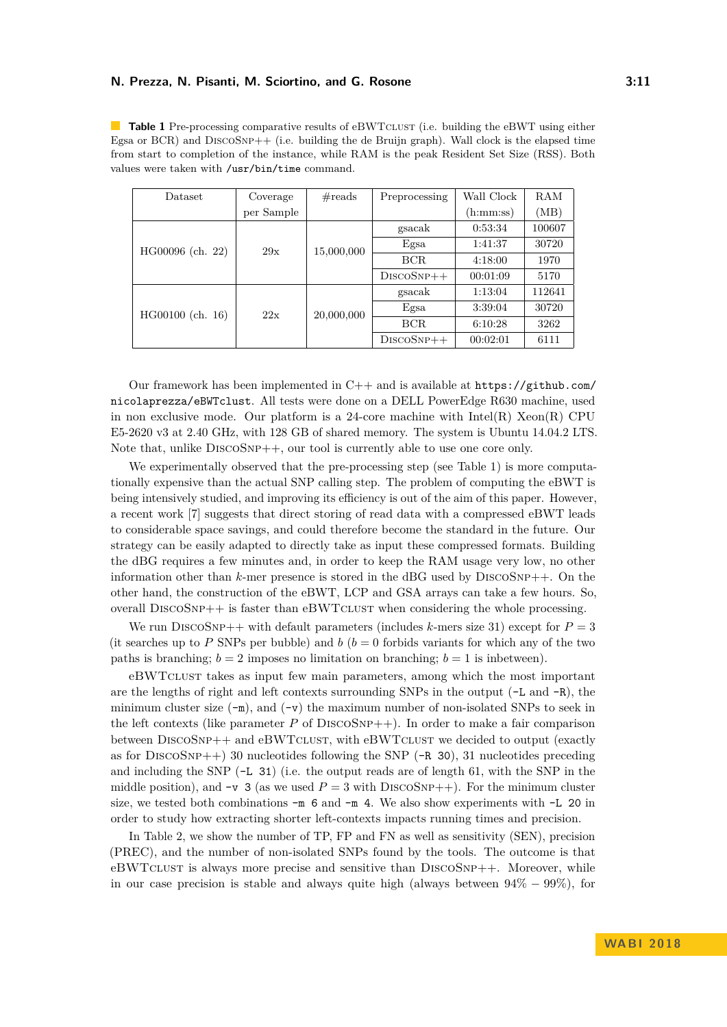**Table 1** Pre-processing comparative results of eBWTCLUST (i.e. building the eBWT using either Egsa or BCR) and DISCOSNP++ (i.e. building the de Bruijn graph). Wall clock is the elapsed time from start to completion of the instance, while RAM is the peak Resident Set Size (RSS). Both values were taken with `/usr/bin/time` command.

| Dataset | Coverage per Sample | #reads | Preprocessing | Wall Clock (h:mm:ss) | RAM (MB) |
|---|---|---|---|---|---|
| HG00096 (ch. 22) | 29x | 15,000,000 | gsacak | 0:53:34 | 100607 |
| | | | Egsa | 1:41:37 | 30720 |
| | | | BCR | 4:18:00 | 1970 |
| | | | DISCOSNP++ | 00:01:09 | 5170 |
| HG00100 (ch. 16) | 22x | 20,000,000 | gsacak | 1:13:04 | 112641 |
| | | | Egsa | 3:39:04 | 30720 |
| | | | BCR | 6:10:28 | 3262 |
| | | | DISCOSNP++ | 00:02:01 | 6111 |

Our framework has been implemented in C++ and is available at `https://github.com/nicolaprezza/eBWTclust`. All tests were done on a DELL PowerEdge R630 machine, used in non exclusive mode. Our platform is a 24-core machine with Intel(R) Xeon(R) CPU E5-2620 v3 at 2.40 GHz, with 128 GB of shared memory. The system is Ubuntu 14.04.2 LTS. Note that, unlike DISCOSNP++, our tool is currently able to use one core only.

We experimentally observed that the pre-processing step (see Table 1) is more computationally expensive than the actual SNP calling step. The problem of computing the eBWT is being intensively studied, and improving its efficiency is out of the aim of this paper. However, a recent work [7] suggests that direct storing of read data with a compressed eBWT leads to considerable space savings, and could therefore become the standard in the future. Our strategy can be easily adapted to directly take as input these compressed formats. Building the dBG requires a few minutes and, in order to keep the RAM usage very low, no other information other than $k$-mer presence is stored in the dBG used by DISCOSNP++. On the other hand, the construction of the eBWT, LCP and GSA arrays can take a few hours. So, overall DISCOSNP++ is faster than eBWTCLUST when considering the whole processing.

We run DISCOSNP++ with default parameters (includes $k$-mers size 31) except for $P = 3$ (it searches up to $P$ SNPs per bubble) and $b$ ($b = 0$ forbids variants for which any of the two paths is branching; $b = 2$ imposes no limitation on branching; $b = 1$ is inbetween).

eBWTCLUST takes as input few main parameters, among which the most important are the lengths of right and left contexts surrounding SNPs in the output (`-L` and `-R`), the minimum cluster size (`-m`), and (`-v`) the maximum number of non-isolated SNPs to seek in the left contexts (like parameter $P$ of DISCOSNP++). In order to make a fair comparison between DISCOSNP++ and eBWTCLUST, with eBWTCLUST we decided to output (exactly as for DISCOSNP++) 30 nucleotides following the SNP (`-R 30`), 31 nucleotides preceding and including the SNP (`-L 31`) (i.e. the output reads are of length 61, with the SNP in the middle position), and `-v 3` (as we used $P = 3$ with DISCOSNP++). For the minimum cluster size, we tested both combinations `-m 6` and `-m 4`. We also show experiments with `-L 20` in order to study how extracting shorter left-contexts impacts running times and precision.

In Table 2, we show the number of TP, FP and FN as well as sensitivity (SEN), precision (PREC), and the number of non-isolated SNPs found by the tools. The outcome is that eBWTCLUST is always more precise and sensitive than DISCOSNP++. Moreover, while in our case precision is stable and always quite high (always between $94\% - 99\%$), for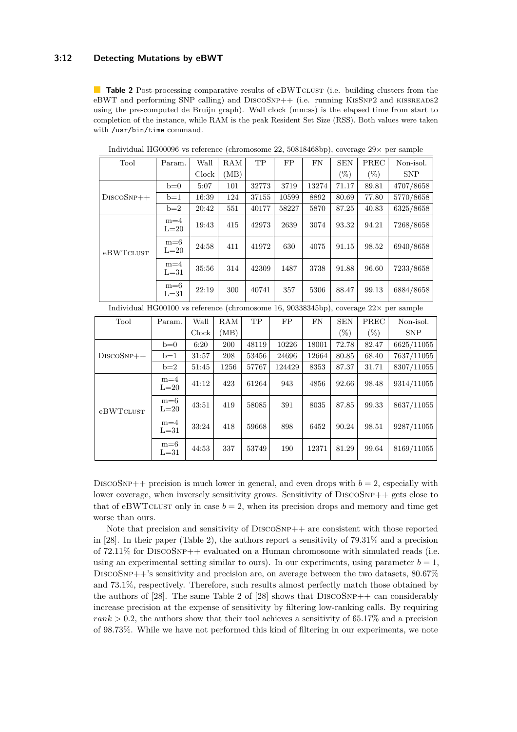**Table 2** Post-processing comparative results of eBWTclust (i.e. building clusters from the eBWT and performing SNP calling) and DiscoSnp++ (i.e. running KisSnp2 and kissreads2 using the pre-computed de Bruijn graph). Wall clock (mm:ss) is the elapsed time from start to completion of the instance, while RAM is the peak Resident Set Size (RSS). Both values were taken with `/usr/bin/time` command.

Individual HG00096 vs reference (chromosome 22, 50818468bp), coverage 29× per sample

| Tool | Param. | Wall Clock | RAM (MB) | TP | FP | FN | SEN (%) | PREC (%) | Non-isol. SNP |
|---|---|---|---|---|---|---|---|---|---|
| DiscoSnp++ | b=0 | 5:07 | 101 | 32773 | 3719 | 13274 | 71.17 | 89.81 | 4707/8658 |
| | b=1 | 16:39 | 124 | 37155 | 10599 | 8892 | 80.69 | 77.80 | 5770/8658 |
| | b=2 | 20:42 | 551 | 40177 | 58227 | 5870 | 87.25 | 40.83 | 6325/8658 |
| eBWTclust | m=4 L=20 | 19:43 | 415 | 42973 | 2639 | 3074 | 93.32 | 94.21 | 7268/8658 |
| | m=6 L=20 | 24:58 | 411 | 41972 | 630 | 4075 | 91.15 | 98.52 | 6940/8658 |
| | m=4 L=31 | 35:56 | 314 | 42309 | 1487 | 3738 | 91.88 | 96.60 | 7233/8658 |
| | m=6 L=31 | 22:19 | 300 | 40741 | 357 | 5306 | 88.47 | 99.13 | 6884/8658 |

Individual HG00100 vs reference (chromosome 16, 90338345bp), coverage 22× per sample

| Tool | Param. | Wall Clock | RAM (MB) | TP | FP | FN | SEN (%) | PREC (%) | Non-isol. SNP |
|---|---|---|---|---|---|---|---|---|---|
| DiscoSnp++ | b=0 | 6:20 | 200 | 48119 | 10226 | 18001 | 72.78 | 82.47 | 6625/11055 |
| | b=1 | 31:57 | 208 | 53456 | 24696 | 12664 | 80.85 | 68.40 | 7637/11055 |
| | b=2 | 51:45 | 1256 | 57767 | 124429 | 8353 | 87.37 | 31.71 | 8307/11055 |
| eBWTclust | m=4 L=20 | 41:12 | 423 | 61264 | 943 | 4856 | 92.66 | 98.48 | 9314/11055 |
| | m=6 L=20 | 43:51 | 419 | 58085 | 391 | 8035 | 87.85 | 99.33 | 8637/11055 |
| | m=4 L=31 | 33:24 | 418 | 59668 | 898 | 6452 | 90.24 | 98.51 | 9287/11055 |
| | m=6 L=31 | 44:53 | 337 | 53749 | 190 | 12371 | 81.29 | 99.64 | 8169/11055 |

DiscoSnp++ precision is much lower in general, and even drops with $b = 2$, especially with lower coverage, when inversely sensitivity grows. Sensitivity of DiscoSnp++ gets close to that of eBWTclust only in case $b = 2$, when its precision drops and memory and time get worse than ours.

Note that precision and sensitivity of DiscoSnp++ are consistent with those reported in [28]. In their paper (Table 2), the authors report a sensitivity of 79.31% and a precision of 72.11% for DiscoSnp++ evaluated on a Human chromosome with simulated reads (i.e. using an experimental setting similar to ours). In our experiments, using parameter $b = 1$, DiscoSnp++'s sensitivity and precision are, on average between the two datasets, 80.67% and 73.1%, respectively. Therefore, such results almost perfectly match those obtained by the authors of [28]. The same Table 2 of [28] shows that DiscoSnp++ can considerably increase precision at the expense of sensitivity by filtering low-ranking calls. By requiring $rank > 0.2$, the authors show that their tool achieves a sensitivity of 65.17% and a precision of 98.73%. While we have not performed this kind of filtering in our experiments, we note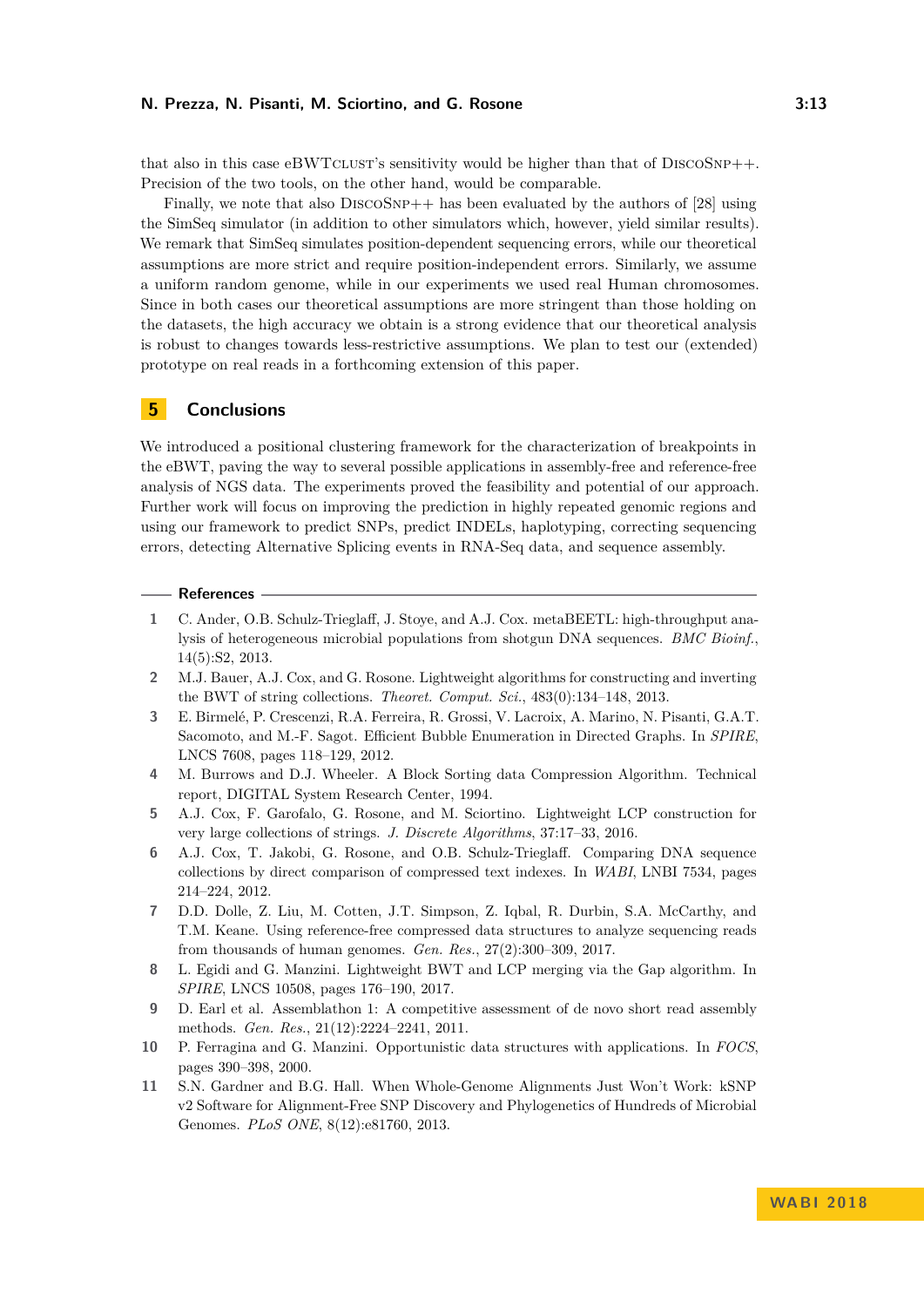that also in this case eBWTclust's sensitivity would be higher than that of DiscoSnp++. Precision of the two tools, on the other hand, would be comparable.

Finally, we note that also DiscoSnp++ has been evaluated by the authors of [28] using the SimSeq simulator (in addition to other simulators which, however, yield similar results). We remark that SimSeq simulates position-dependent sequencing errors, while our theoretical assumptions are more strict and require position-independent errors. Similarly, we assume a uniform random genome, while in our experiments we used real Human chromosomes. Since in both cases our theoretical assumptions are more stringent than those holding on the datasets, the high accuracy we obtain is a strong evidence that our theoretical analysis is robust to changes towards less-restrictive assumptions. We plan to test our (extended) prototype on real reads in a forthcoming extension of this paper.

## 5 Conclusions

We introduced a positional clustering framework for the characterization of breakpoints in the eBWT, paving the way to several possible applications in assembly-free and reference-free analysis of NGS data. The experiments proved the feasibility and potential of our approach. Further work will focus on improving the prediction in highly repeated genomic regions and using our framework to predict SNPs, predict INDELs, haplotyping, correcting sequencing errors, detecting Alternative Splicing events in RNA-Seq data, and sequence assembly.

## References

1. C. Ander, O.B. Schulz-Trieglaff, J. Stoye, and A.J. Cox. metaBEETL: high-throughput analysis of heterogeneous microbial populations from shotgun DNA sequences. *BMC Bioinf.*, 14(5):S2, 2013.
2. M.J. Bauer, A.J. Cox, and G. Rosone. Lightweight algorithms for constructing and inverting the BWT of string collections. *Theoret. Comput. Sci.*, 483(0):134–148, 2013.
3. E. Birmelé, P. Crescenzi, R.A. Ferreira, R. Grossi, V. Lacroix, A. Marino, N. Pisanti, G.A.T. Sacomoto, and M.-F. Sagot. Efficient Bubble Enumeration in Directed Graphs. In *SPIRE*, LNCS 7608, pages 118–129, 2012.
4. M. Burrows and D.J. Wheeler. A Block Sorting data Compression Algorithm. Technical report, DIGITAL System Research Center, 1994.
5. A.J. Cox, F. Garofalo, G. Rosone, and M. Sciortino. Lightweight LCP construction for very large collections of strings. *J. Discrete Algorithms*, 37:17–33, 2016.
6. A.J. Cox, T. Jakobi, G. Rosone, and O.B. Schulz-Trieglaff. Comparing DNA sequence collections by direct comparison of compressed text indexes. In *WABI*, LNBI 7534, pages 214–224, 2012.
7. D.D. Dolle, Z. Liu, M. Cotten, J.T. Simpson, Z. Iqbal, R. Durbin, S.A. McCarthy, and T.M. Keane. Using reference-free compressed data structures to analyze sequencing reads from thousands of human genomes. *Gen. Res.*, 27(2):300–309, 2017.
8. L. Egidi and G. Manzini. Lightweight BWT and LCP merging via the Gap algorithm. In *SPIRE*, LNCS 10508, pages 176–190, 2017.
9. D. Earl et al. Assemblathon 1: A competitive assessment of de novo short read assembly methods. *Gen. Res.*, 21(12):2224–2241, 2011.
10. P. Ferragina and G. Manzini. Opportunistic data structures with applications. In *FOCS*, pages 390–398, 2000.
11. S.N. Gardner and B.G. Hall. When Whole-Genome Alignments Just Won't Work: kSNP v2 Software for Alignment-Free SNP Discovery and Phylogenetics of Hundreds of Microbial Genomes. *PLoS ONE*, 8(12):e81760, 2013.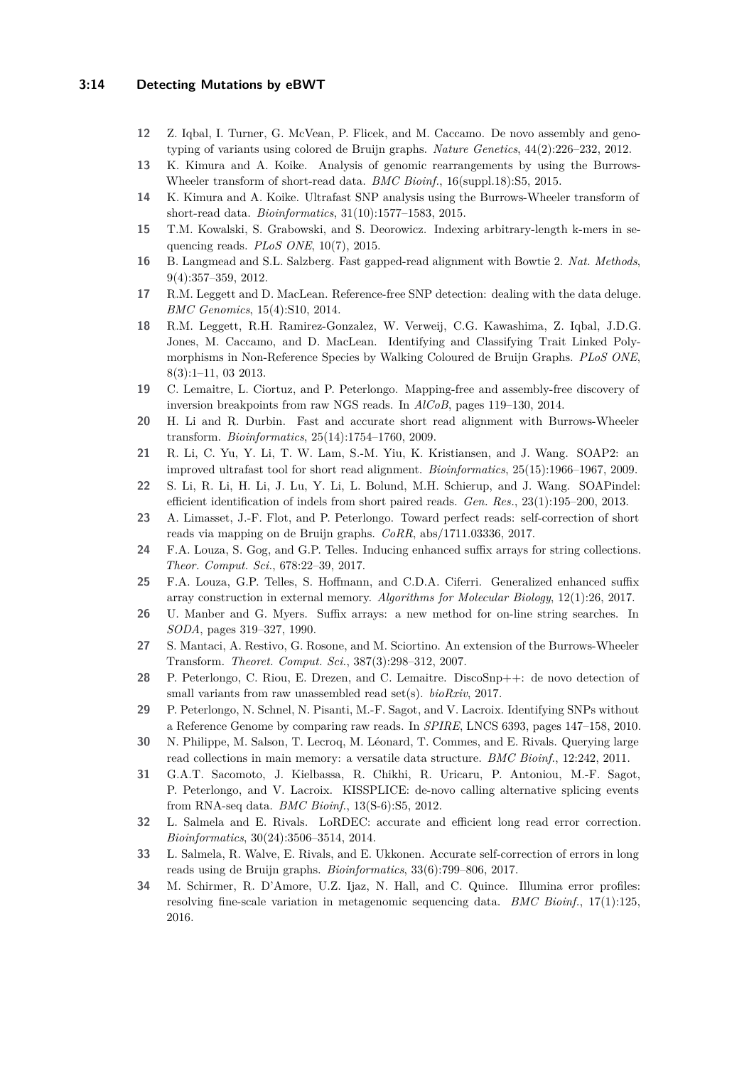12 Z. Iqbal, I. Turner, G. McVean, P. Flicek, and M. Caccamo. De novo assembly and genotyping of variants using colored de Bruijn graphs. *Nature Genetics*, 44(2):226–232, 2012.

13 K. Kimura and A. Koike. Analysis of genomic rearrangements by using the Burrows-Wheeler transform of short-read data. *BMC Bioinf.*, 16(suppl.18):S5, 2015.

14 K. Kimura and A. Koike. Ultrafast SNP analysis using the Burrows-Wheeler transform of short-read data. *Bioinformatics*, 31(10):1577–1583, 2015.

15 T.M. Kowalski, S. Grabowski, and S. Deorowicz. Indexing arbitrary-length k-mers in sequencing reads. *PLoS ONE*, 10(7), 2015.

16 B. Langmead and S.L. Salzberg. Fast gapped-read alignment with Bowtie 2. *Nat. Methods*, 9(4):357–359, 2012.

17 R.M. Leggett and D. MacLean. Reference-free SNP detection: dealing with the data deluge. *BMC Genomics*, 15(4):S10, 2014.

18 R.M. Leggett, R.H. Ramirez-Gonzalez, W. Verweij, C.G. Kawashima, Z. Iqbal, J.D.G. Jones, M. Caccamo, and D. MacLean. Identifying and Classifying Trait Linked Polymorphisms in Non-Reference Species by Walking Coloured de Bruijn Graphs. *PLoS ONE*, 8(3):1–11, 03 2013.

19 C. Lemaitre, L. Ciortuz, and P. Peterlongo. Mapping-free and assembly-free discovery of inversion breakpoints from raw NGS reads. In *AlCoB*, pages 119–130, 2014.

20 H. Li and R. Durbin. Fast and accurate short read alignment with Burrows-Wheeler transform. *Bioinformatics*, 25(14):1754–1760, 2009.

21 R. Li, C. Yu, Y. Li, T. W. Lam, S.-M. Yiu, K. Kristiansen, and J. Wang. SOAP2: an improved ultrafast tool for short read alignment. *Bioinformatics*, 25(15):1966–1967, 2009.

22 S. Li, R. Li, H. Li, J. Lu, Y. Li, L. Bolund, M.H. Schierup, and J. Wang. SOAPindel: efficient identification of indels from short paired reads. *Gen. Res.*, 23(1):195–200, 2013.

23 A. Limasset, J.-F. Flot, and P. Peterlongo. Toward perfect reads: self-correction of short reads via mapping on de Bruijn graphs. *CoRR*, abs/1711.03336, 2017.

24 F.A. Louza, S. Gog, and G.P. Telles. Inducing enhanced suffix arrays for string collections. *Theor. Comput. Sci.*, 678:22–39, 2017.

25 F.A. Louza, G.P. Telles, S. Hoffmann, and C.D.A. Ciferri. Generalized enhanced suffix array construction in external memory. *Algorithms for Molecular Biology*, 12(1):26, 2017.

26 U. Manber and G. Myers. Suffix arrays: a new method for on-line string searches. In *SODA*, pages 319–327, 1990.

27 S. Mantaci, A. Restivo, G. Rosone, and M. Sciortino. An extension of the Burrows-Wheeler Transform. *Theoret. Comput. Sci.*, 387(3):298–312, 2007.

28 P. Peterlongo, C. Riou, E. Drezen, and C. Lemaitre. DiscoSnp++: de novo detection of small variants from raw unassembled read set(s). *bioRxiv*, 2017.

29 P. Peterlongo, N. Schnel, N. Pisanti, M.-F. Sagot, and V. Lacroix. Identifying SNPs without a Reference Genome by comparing raw reads. In *SPIRE*, LNCS 6393, pages 147–158, 2010.

30 N. Philippe, M. Salson, T. Lecroq, M. Léonard, T. Commes, and E. Rivals. Querying large read collections in main memory: a versatile data structure. *BMC Bioinf.*, 12:242, 2011.

31 G.A.T. Sacomoto, J. Kielbassa, R. Chikhi, R. Uricaru, P. Antoniou, M.-F. Sagot, P. Peterlongo, and V. Lacroix. KISSPLICE: de-novo calling alternative splicing events from RNA-seq data. *BMC Bioinf.*, 13(S-6):S5, 2012.

32 L. Salmela and E. Rivals. LoRDEC: accurate and efficient long read error correction. *Bioinformatics*, 30(24):3506–3514, 2014.

33 L. Salmela, R. Walve, E. Rivals, and E. Ukkonen. Accurate self-correction of errors in long reads using de Bruijn graphs. *Bioinformatics*, 33(6):799–806, 2017.

34 M. Schirmer, R. D'Amore, U.Z. Ijaz, N. Hall, and C. Quince. Illumina error profiles: resolving fine-scale variation in metagenomic sequencing data. *BMC Bioinf.*, 17(1):125, 2016.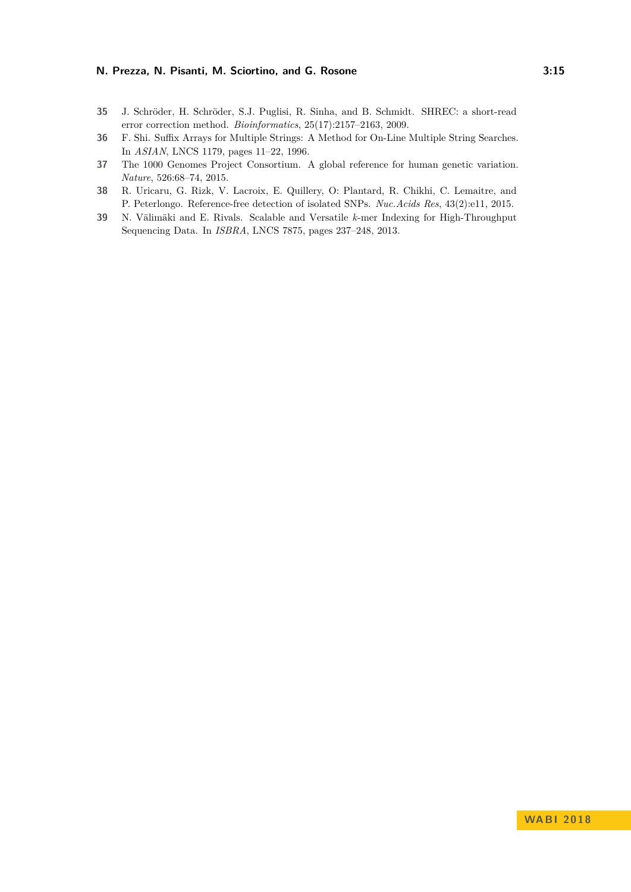35 J. Schröder, H. Schröder, S.J. Puglisi, R. Sinha, and B. Schmidt. SHREC: a short-read error correction method. *Bioinformatics*, 25(17):2157–2163, 2009.

36 F. Shi. Suffix Arrays for Multiple Strings: A Method for On-Line Multiple String Searches. In *ASIAN*, LNCS 1179, pages 11–22, 1996.

37 The 1000 Genomes Project Consortium. A global reference for human genetic variation. *Nature*, 526:68–74, 2015.

38 R. Uricaru, G. Rizk, V. Lacroix, E. Quillery, O: Plantard, R. Chikhi, C. Lemaitre, and P. Peterlongo. Reference-free detection of isolated SNPs. *Nuc.Acids Res*, 43(2):e11, 2015.

39 N. Välimäki and E. Rivals. Scalable and Versatile *k*-mer Indexing for High-Throughput Sequencing Data. In *ISBRA*, LNCS 7875, pages 237–248, 2013.